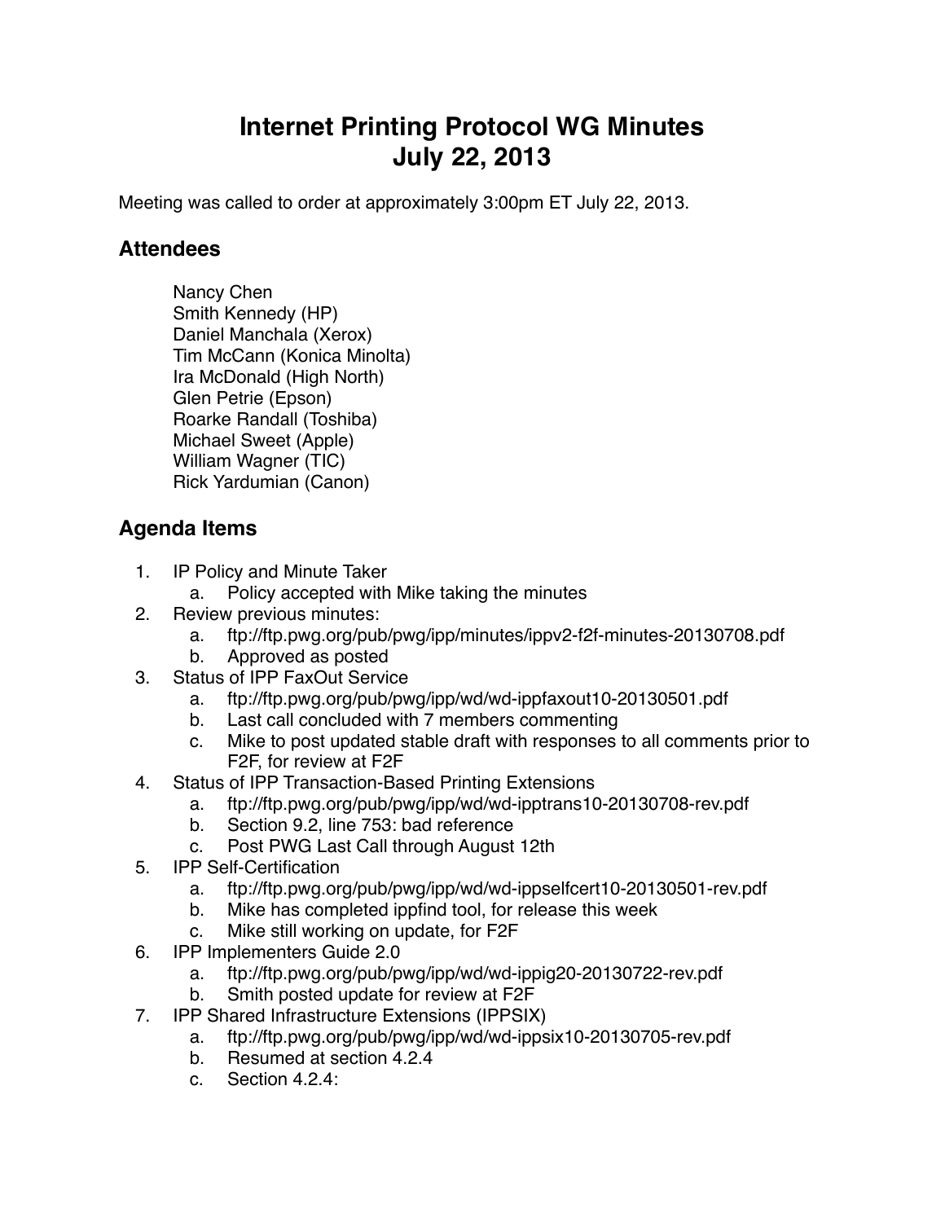# Internet Printing Protocol WG Minutes
# July 22, 2013

Meeting was called to order at approximately 3:00pm ET July 22, 2013.

## Attendees

Nancy Chen
Smith Kennedy (HP)
Daniel Manchala (Xerox)
Tim McCann (Konica Minolta)
Ira McDonald (High North)
Glen Petrie (Epson)
Roarke Randall (Toshiba)
Michael Sweet (Apple)
William Wagner (TIC)
Rick Yardumian (Canon)

## Agenda Items

1. IP Policy and Minute Taker
   a. Policy accepted with Mike taking the minutes
2. Review previous minutes:
   a. ftp://ftp.pwg.org/pub/pwg/ipp/minutes/ippv2-f2f-minutes-20130708.pdf
   b. Approved as posted
3. Status of IPP FaxOut Service
   a. ftp://ftp.pwg.org/pub/pwg/ipp/wd/wd-ippfaxout10-20130501.pdf
   b. Last call concluded with 7 members commenting
   c. Mike to post updated stable draft with responses to all comments prior to F2F, for review at F2F
4. Status of IPP Transaction-Based Printing Extensions
   a. ftp://ftp.pwg.org/pub/pwg/ipp/wd/wd-ipptrans10-20130708-rev.pdf
   b. Section 9.2, line 753: bad reference
   c. Post PWG Last Call through August 12th
5. IPP Self-Certification
   a. ftp://ftp.pwg.org/pub/pwg/ipp/wd/wd-ippselfcert10-20130501-rev.pdf
   b. Mike has completed ippfind tool, for release this week
   c. Mike still working on update, for F2F
6. IPP Implementers Guide 2.0
   a. ftp://ftp.pwg.org/pub/pwg/ipp/wd/wd-ippig20-20130722-rev.pdf
   b. Smith posted update for review at F2F
7. IPP Shared Infrastructure Extensions (IPPSIX)
   a. ftp://ftp.pwg.org/pub/pwg/ipp/wd/wd-ippsix10-20130705-rev.pdf
   b. Resumed at section 4.2.4
   c. Section 4.2.4: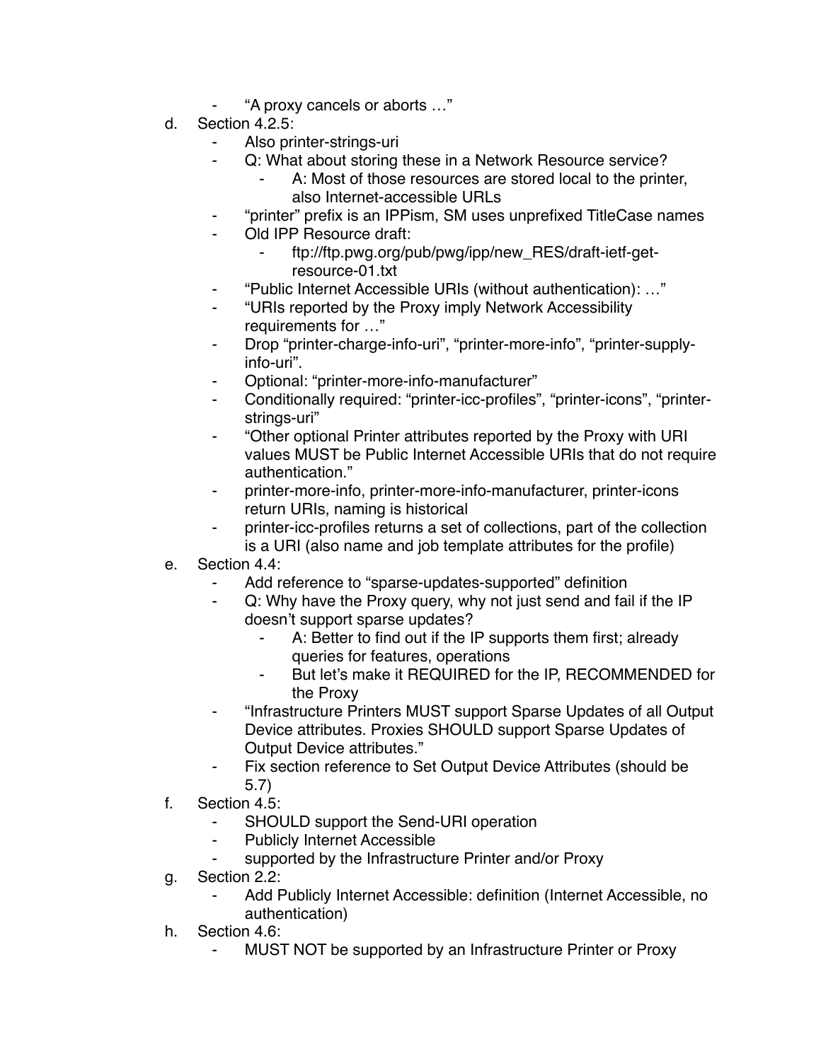- "A proxy cancels or aborts …"

d. Section 4.2.5:
    - Also printer-strings-uri
    - Q: What about storing these in a Network Resource service?
        - A: Most of those resources are stored local to the printer, also Internet-accessible URLs
    - "printer" prefix is an IPPism, SM uses unprefixed TitleCase names
    - Old IPP Resource draft:
        - ftp://ftp.pwg.org/pub/pwg/ipp/new_RES/draft-ietf-get-resource-01.txt
    - "Public Internet Accessible URIs (without authentication): …"
    - "URIs reported by the Proxy imply Network Accessibility requirements for …"
    - Drop "printer-charge-info-uri", "printer-more-info", "printer-supply-info-uri".
    - Optional: "printer-more-info-manufacturer"
    - Conditionally required: "printer-icc-profiles", "printer-icons", "printer-strings-uri"
    - "Other optional Printer attributes reported by the Proxy with URI values MUST be Public Internet Accessible URIs that do not require authentication."
    - printer-more-info, printer-more-info-manufacturer, printer-icons return URIs, naming is historical
    - printer-icc-profiles returns a set of collections, part of the collection is a URI (also name and job template attributes for the profile)

e. Section 4.4:
    - Add reference to "sparse-updates-supported" definition
    - Q: Why have the Proxy query, why not just send and fail if the IP doesn't support sparse updates?
        - A: Better to find out if the IP supports them first; already queries for features, operations
        - But let's make it REQUIRED for the IP, RECOMMENDED for the Proxy
    - "Infrastructure Printers MUST support Sparse Updates of all Output Device attributes. Proxies SHOULD support Sparse Updates of Output Device attributes."
    - Fix section reference to Set Output Device Attributes (should be 5.7)

f. Section 4.5:
    - SHOULD support the Send-URI operation
    - Publicly Internet Accessible
    - supported by the Infrastructure Printer and/or Proxy

g. Section 2.2:
    - Add Publicly Internet Accessible: definition (Internet Accessible, no authentication)

h. Section 4.6:
    - MUST NOT be supported by an Infrastructure Printer or Proxy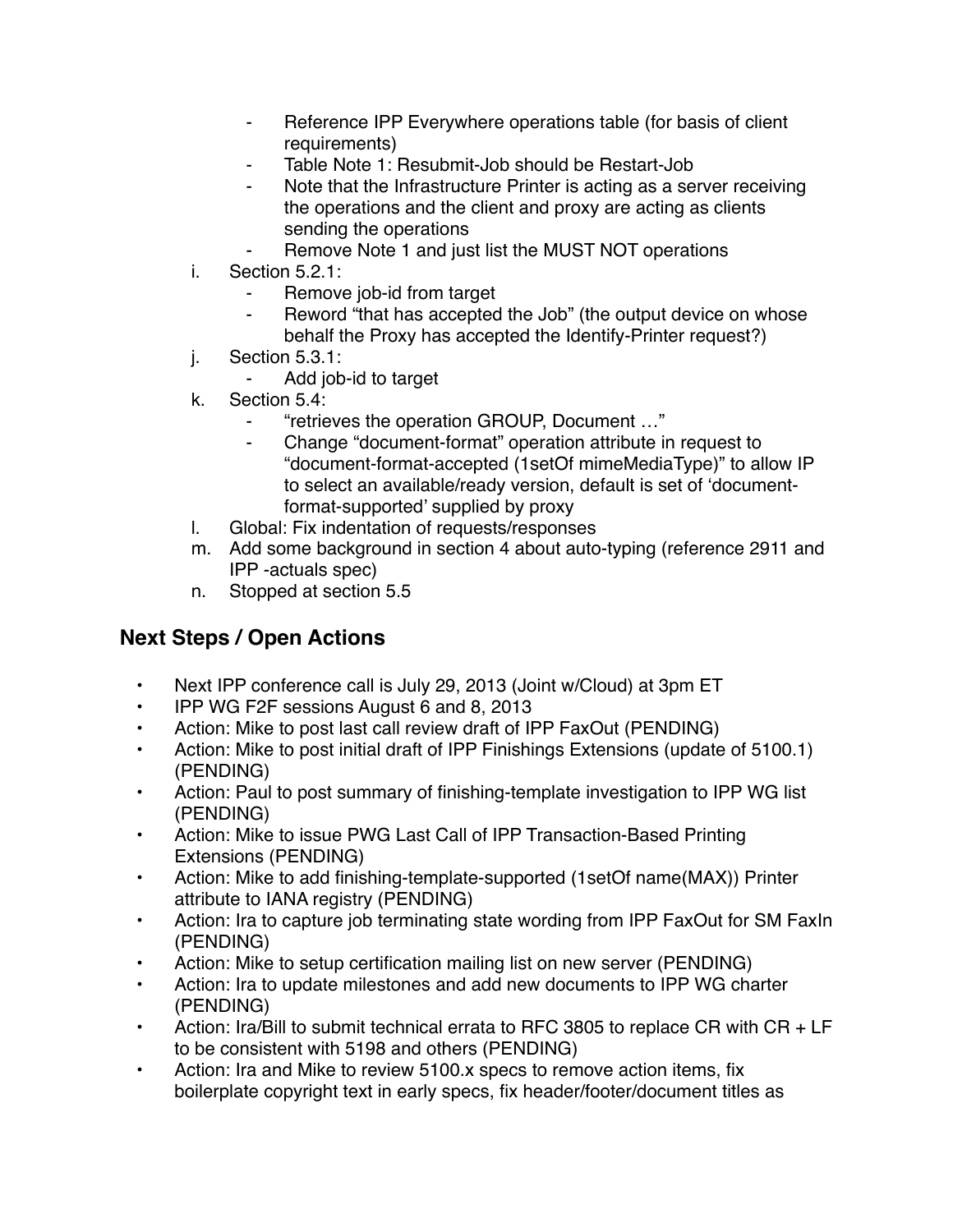- Reference IPP Everywhere operations table (for basis of client requirements)
        - Table Note 1: Resubmit-Job should be Restart-Job
        - Note that the Infrastructure Printer is acting as a server receiving the operations and the client and proxy are acting as clients sending the operations
        - Remove Note 1 and just list the MUST NOT operations

i. Section 5.2.1:
    - Remove job-id from target
    - Reword "that has accepted the Job" (the output device on whose behalf the Proxy has accepted the Identify-Printer request?)

j. Section 5.3.1:
    - Add job-id to target

k. Section 5.4:
    - "retrieves the operation GROUP, Document …"
    - Change "document-format" operation attribute in request to "document-format-accepted (1setOf mimeMediaType)" to allow IP to select an available/ready version, default is set of 'document-format-supported' supplied by proxy

l. Global: Fix indentation of requests/responses

m. Add some background in section 4 about auto-typing (reference 2911 and IPP -actuals spec)

n. Stopped at section 5.5

## Next Steps / Open Actions

- Next IPP conference call is July 29, 2013 (Joint w/Cloud) at 3pm ET
- IPP WG F2F sessions August 6 and 8, 2013
- Action: Mike to post last call review draft of IPP FaxOut (PENDING)
- Action: Mike to post initial draft of IPP Finishings Extensions (update of 5100.1) (PENDING)
- Action: Paul to post summary of finishing-template investigation to IPP WG list (PENDING)
- Action: Mike to issue PWG Last Call of IPP Transaction-Based Printing Extensions (PENDING)
- Action: Mike to add finishing-template-supported (1setOf name(MAX)) Printer attribute to IANA registry (PENDING)
- Action: Ira to capture job terminating state wording from IPP FaxOut for SM FaxIn (PENDING)
- Action: Mike to setup certification mailing list on new server (PENDING)
- Action: Ira to update milestones and add new documents to IPP WG charter (PENDING)
- Action: Ira/Bill to submit technical errata to RFC 3805 to replace CR with CR + LF to be consistent with 5198 and others (PENDING)
- Action: Ira and Mike to review 5100.x specs to remove action items, fix boilerplate copyright text in early specs, fix header/footer/document titles as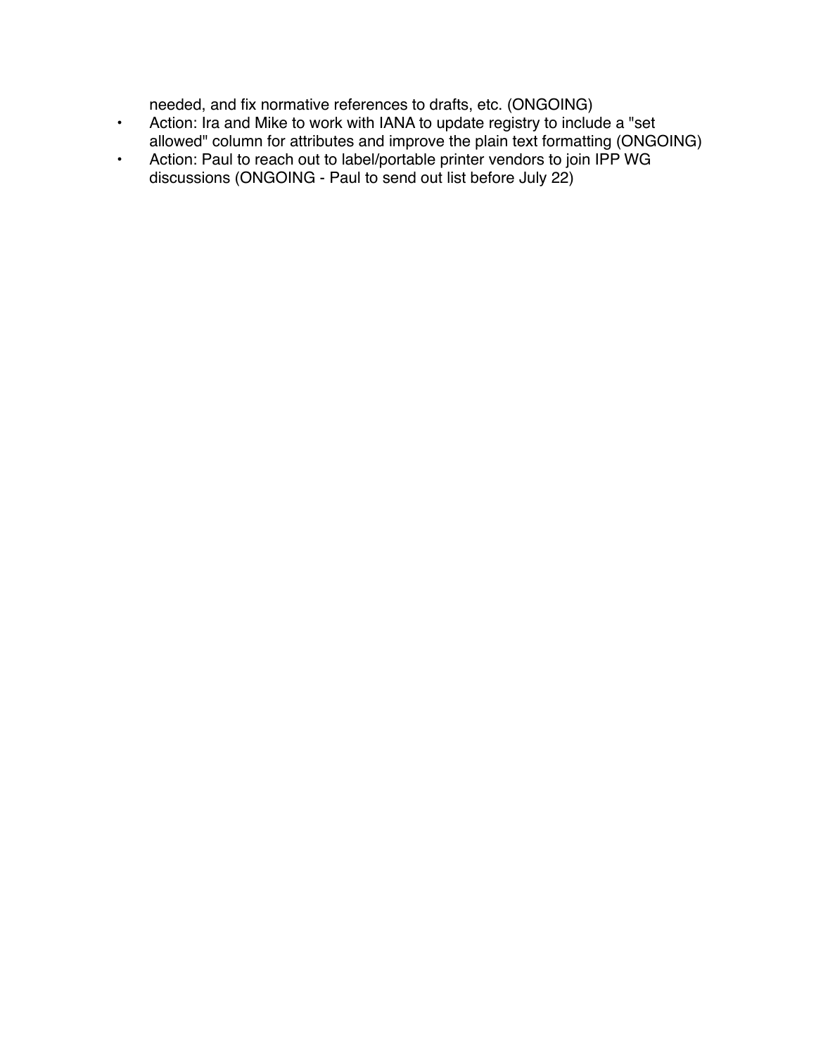needed, and fix normative references to drafts, etc. (ONGOING)

- Action: Ira and Mike to work with IANA to update registry to include a "set allowed" column for attributes and improve the plain text formatting (ONGOING)
- Action: Paul to reach out to label/portable printer vendors to join IPP WG discussions (ONGOING - Paul to send out list before July 22)